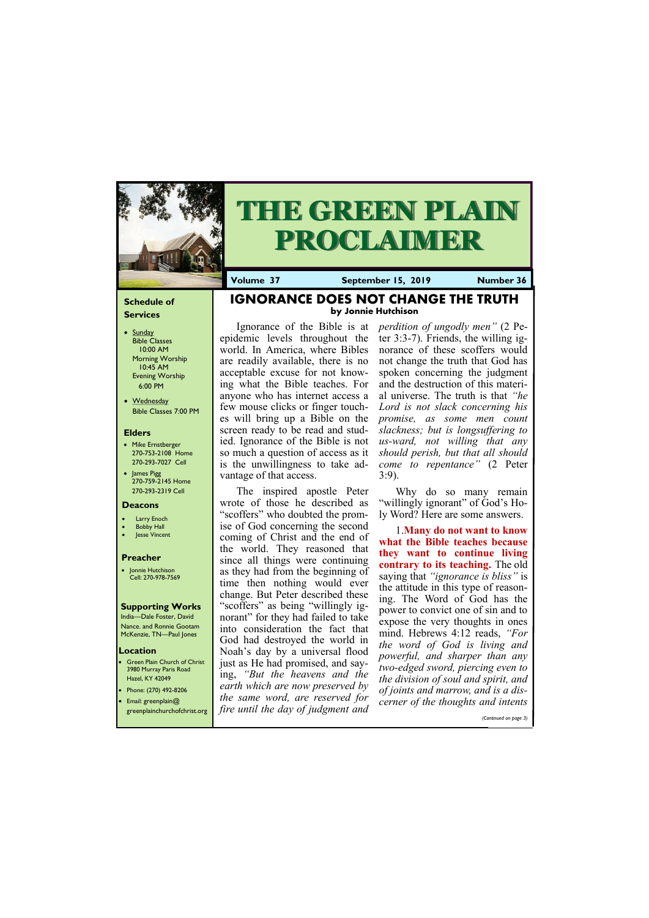# THE GREEN PLAIN PROCLAIMER

**Volume 37** | **September 15, 2019** | **Number 36**

### Schedule of Services

- Sunday
  Bible Classes 10:00 AM
  Morning Worship 10:45 AM
  Evening Worship 6:00 PM
- Wednesday
  Bible Classes 7:00 PM

### Elders

- Mike Ernstberger
  270-753-2108 Home
  270-293-7027 Cell
- James Pigg
  270-759-2145 Home
  270-293-2319 Cell

### Deacons

- Larry Enoch
- Bobby Hall
- Jesse Vincent

### Preacher

- Jonnie Hutchison
  Cell: 270-978-7569

### Supporting Works

India—Dale Foster, David Nance. and Ronnie Gootam
McKenzie, TN—Paul Jones

### Location

- Green Plain Church of Christ
  3980 Murray Paris Road
  Hazel, KY 42049
- Phone: (270) 492-8206
- Email: greenplain@greenplainchurchofchrist.org

## IGNORANCE DOES NOT CHANGE THE TRUTH

**by Jonnie Hutchison**

Ignorance of the Bible is at epidemic levels throughout the world. In America, where Bibles are readily available, there is no acceptable excuse for not knowing what the Bible teaches. For anyone who has internet access a few mouse clicks or finger touches will bring up a Bible on the screen ready to be read and studied. Ignorance of the Bible is not so much a question of access as it is the unwillingness to take advantage of that access.

The inspired apostle Peter wrote of those he described as "scoffers" who doubted the promise of God concerning the second coming of Christ and the end of the world. They reasoned that since all things were continuing as they had from the beginning of time then nothing would ever change. But Peter described these "scoffers" as being "willingly ignorant" for they had failed to take into consideration the fact that God had destroyed the world in Noah's day by a universal flood just as He had promised, and saying, *"But the heavens and the earth which are now preserved by the same word, are reserved for fire until the day of judgment and perdition of ungodly men"* (2 Peter 3:3-7). Friends, the willing ignorance of these scoffers would not change the truth that God has spoken concerning the judgment and the destruction of this material universe. The truth is that *"he Lord is not slack concerning his promise, as some men count slackness; but is longsuffering to us-ward, not willing that any should perish, but that all should come to repentance"* (2 Peter 3:9).

Why do so many remain "willingly ignorant" of God's Holy Word? Here are some answers.

1. **Many do not want to know what the Bible teaches because they want to continue living contrary to its teaching.** The old saying that *"ignorance is bliss"* is the attitude in this type of reasoning. The Word of God has the power to convict one of sin and to expose the very thoughts in ones mind. Hebrews 4:12 reads, *"For the word of God is living and powerful, and sharper than any two-edged sword, piercing even to the division of soul and spirit, and of joints and marrow, and is a discerner of the thoughts and intents*

*(Continued on page 3)*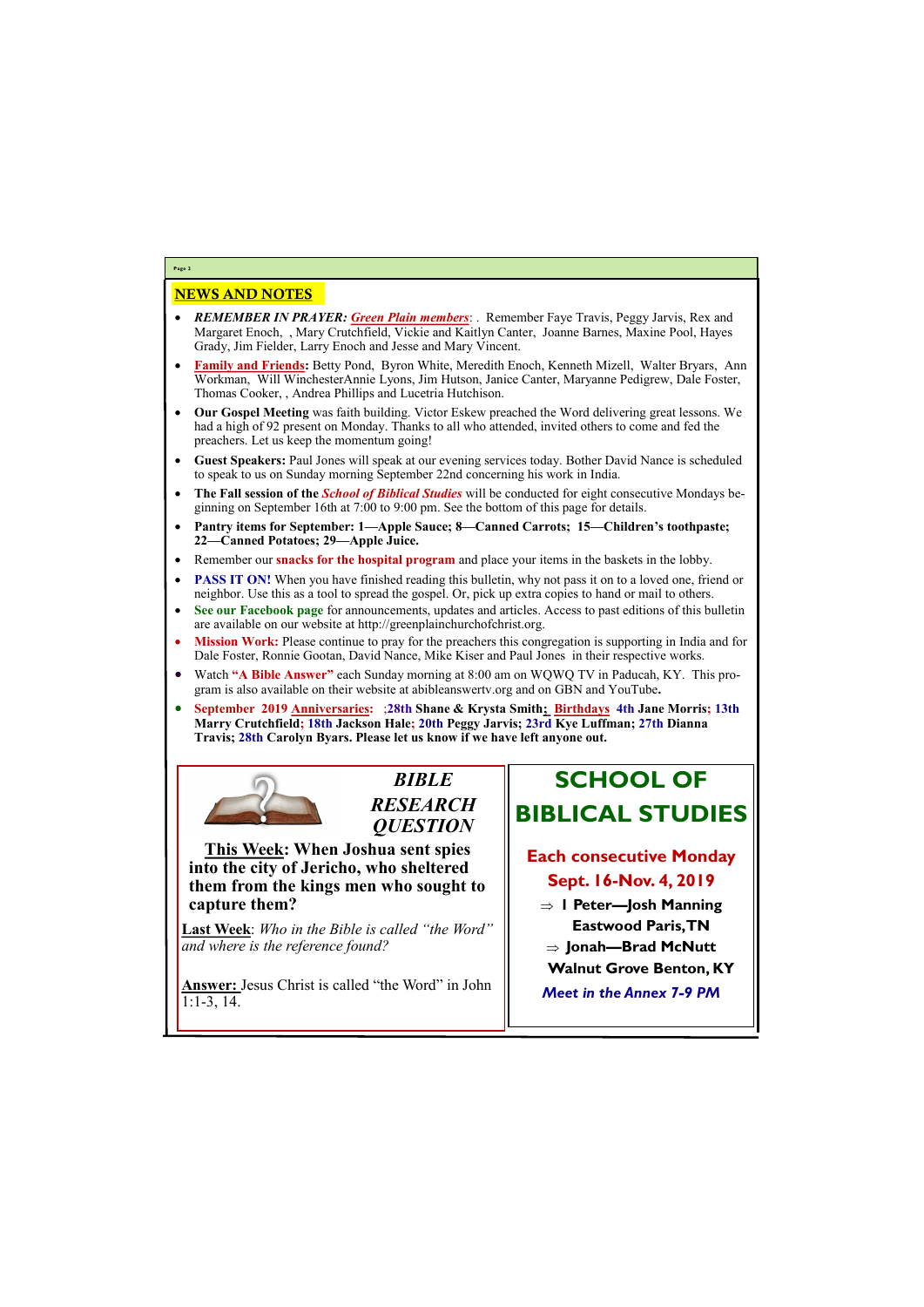## NEWS AND NOTES

- ***REMEMBER IN PRAYER: Green Plain members***: . Remember Faye Travis, Peggy Jarvis, Rex and Margaret Enoch, , Mary Crutchfield, Vickie and Kaitlyn Canter, Joanne Barnes, Maxine Pool, Hayes Grady, Jim Fielder, Larry Enoch and Jesse and Mary Vincent.
- **Family and Friends:** Betty Pond, Byron White, Meredith Enoch, Kenneth Mizell, Walter Bryars, Ann Workman, Will WinchesterAnnie Lyons, Jim Hutson, Janice Canter, Maryanne Pedigrew, Dale Foster, Thomas Cooker, , Andrea Phillips and Lucetria Hutchison.
- **Our Gospel Meeting** was faith building. Victor Eskew preached the Word delivering great lessons. We had a high of 92 present on Monday. Thanks to all who attended, invited others to come and fed the preachers. Let us keep the momentum going!
- **Guest Speakers:** Paul Jones will speak at our evening services today. Bother David Nance is scheduled to speak to us on Sunday morning September 22nd concerning his work in India.
- **The Fall session of the *School of Biblical Studies*** will be conducted for eight consecutive Mondays beginning on September 16th at 7:00 to 9:00 pm. See the bottom of this page for details.
- **Pantry items for September: 1—Apple Sauce; 8—Canned Carrots; 15—Children's toothpaste; 22—Canned Potatoes; 29—Apple Juice.**
- Remember our **snacks for the hospital program** and place your items in the baskets in the lobby.
- **PASS IT ON!** When you have finished reading this bulletin, why not pass it on to a loved one, friend or neighbor. Use this as a tool to spread the gospel. Or, pick up extra copies to hand or mail to others.
- **See our Facebook page** for announcements, updates and articles. Access to past editions of this bulletin are available on our website at http://greenplainchurchofchrist.org.
- **Mission Work:** Please continue to pray for the preachers this congregation is supporting in India and for Dale Foster, Ronnie Gootan, David Nance, Mike Kiser and Paul Jones in their respective works.
- Watch **"A Bible Answer"** each Sunday morning at 8:00 am on WQWQ TV in Paducah, KY. This program is also available on their website at abibleanswertv.org and on GBN and YouTube**.**
- **September 2019 Anniversaries: ;28th Shane & Krysta Smith; Birthdays 4th Jane Morris; 13th Marry Crutchfield; 18th Jackson Hale; 20th Peggy Jarvis; 23rd Kye Luffman; 27th Dianna Travis; 28th Carolyn Byars. Please let us know if we have left anyone out.**

### *BIBLE RESEARCH QUESTION*

**This Week: When Joshua sent spies into the city of Jericho, who sheltered them from the kings men who sought to capture them?**

**Last Week**: *Who in the Bible is called "the Word" and where is the reference found?*

**Answer:** Jesus Christ is called "the Word" in John 1:1-3, 14.

### SCHOOL OF BIBLICAL STUDIES

**Each consecutive Monday**

**Sept. 16-Nov. 4, 2019**

- ⇒ **I Peter—Josh Manning Eastwood Paris, TN**
- ⇒ **Jonah—Brad McNutt Walnut Grove Benton, KY**

***Meet in the Annex 7-9 PM***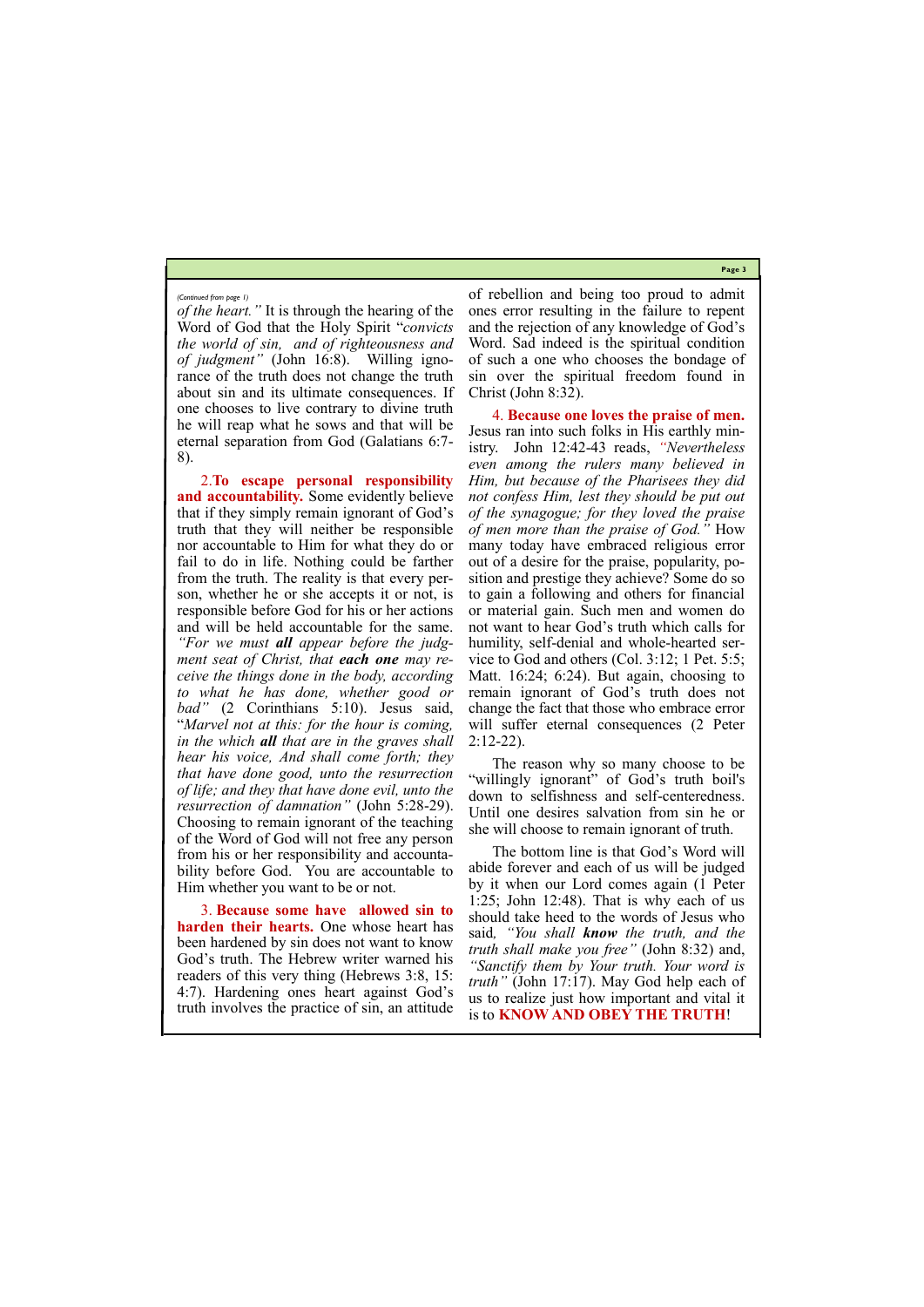*(Continued from page 1)*

*of the heart."* It is through the hearing of the Word of God that the Holy Spirit "*convicts the world of sin, and of righteousness and of judgment"* (John 16:8). Willing ignorance of the truth does not change the truth about sin and its ultimate consequences. If one chooses to live contrary to divine truth he will reap what he sows and that will be eternal separation from God (Galatians 6:7-8).

2.**To escape personal responsibility and accountability.** Some evidently believe that if they simply remain ignorant of God's truth that they will neither be responsible nor accountable to Him for what they do or fail to do in life. Nothing could be farther from the truth. The reality is that every person, whether he or she accepts it or not, is responsible before God for his or her actions and will be held accountable for the same. *"For we must **all** appear before the judgment seat of Christ, that **each one** may receive the things done in the body, according to what he has done, whether good or bad"* (2 Corinthians 5:10). Jesus said, "*Marvel not at this: for the hour is coming, in the which **all** that are in the graves shall hear his voice, And shall come forth; they that have done good, unto the resurrection of life; and they that have done evil, unto the resurrection of damnation"* (John 5:28-29). Choosing to remain ignorant of the teaching of the Word of God will not free any person from his or her responsibility and accountability before God. You are accountable to Him whether you want to be or not.

3. **Because some have allowed sin to harden their hearts.** One whose heart has been hardened by sin does not want to know God's truth. The Hebrew writer warned his readers of this very thing (Hebrews 3:8, 15: 4:7). Hardening ones heart against God's truth involves the practice of sin, an attitude of rebellion and being too proud to admit ones error resulting in the failure to repent and the rejection of any knowledge of God's Word. Sad indeed is the spiritual condition of such a one who chooses the bondage of sin over the spiritual freedom found in Christ (John 8:32).

4. **Because one loves the praise of men.** Jesus ran into such folks in His earthly ministry. John 12:42-43 reads, *"Nevertheless even among the rulers many believed in Him, but because of the Pharisees they did not confess Him, lest they should be put out of the synagogue; for they loved the praise of men more than the praise of God."* How many today have embraced religious error out of a desire for the praise, popularity, position and prestige they achieve? Some do so to gain a following and others for financial or material gain. Such men and women do not want to hear God's truth which calls for humility, self-denial and whole-hearted service to God and others (Col. 3:12; 1 Pet. 5:5; Matt. 16:24; 6:24). But again, choosing to remain ignorant of God's truth does not change the fact that those who embrace error will suffer eternal consequences (2 Peter 2:12-22).

The reason why so many choose to be "willingly ignorant" of God's truth boil's down to selfishness and self-centeredness. Until one desires salvation from sin he or she will choose to remain ignorant of truth.

The bottom line is that God's Word will abide forever and each of us will be judged by it when our Lord comes again (1 Peter 1:25; John 12:48). That is why each of us should take heed to the words of Jesus who said*, "You shall **know** the truth, and the truth shall make you free"* (John 8:32) and, *"Sanctify them by Your truth. Your word is truth"* (John 17:17). May God help each of us to realize just how important and vital it is to **KNOW AND OBEY THE TRUTH**!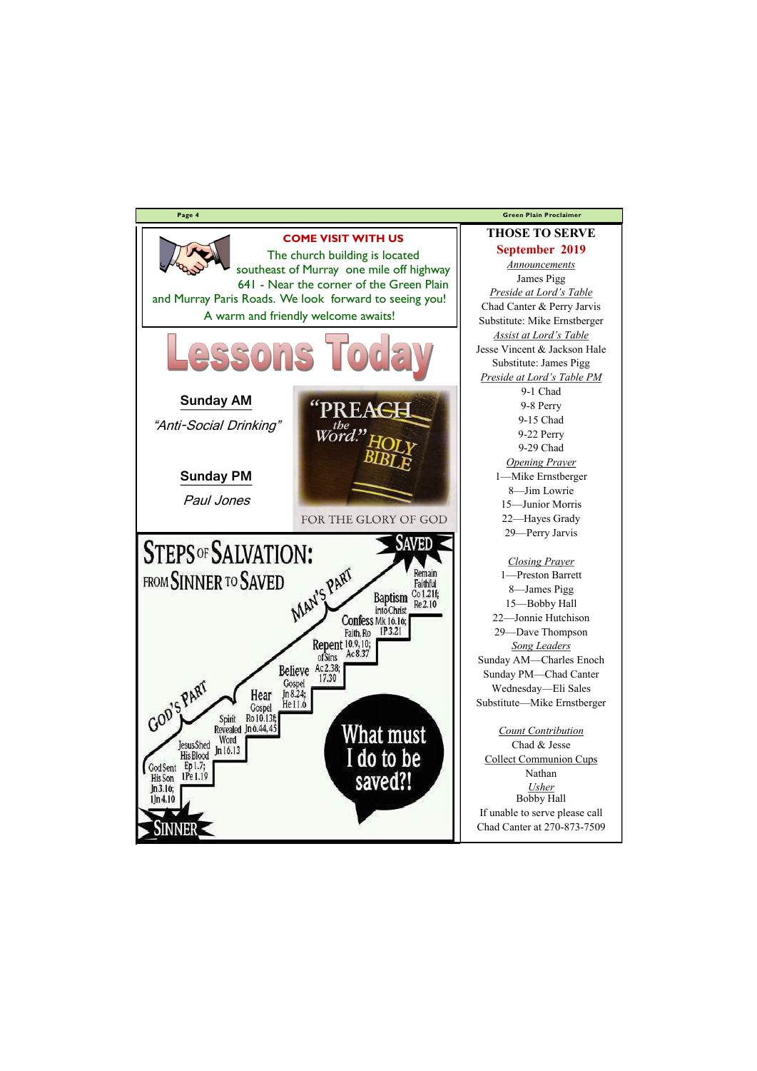## COME VISIT WITH US

The church building is located southeast of Murray one mile off highway 641 - Near the corner of the Green Plain and Murray Paris Roads. We look forward to seeing you! A warm and friendly welcome awaits!

# Lessons Today

**Sunday AM**

*"Anti-Social Drinking"*

**Sunday PM**

*Paul Jones*

"PREACH the Word." HOLY BIBLE

FOR THE GLORY OF GOD

STEPS OF SALVATION: FROM SINNER TO SAVED

SAVED

MAN'S PART

Remain Faithful Co 1.21f; Re 2.10

Baptism into Christ

Confess Faith, Ro Mk 16.16; 1P 3.21

Repent of Sins 10.9, 10; Ac 8.37

Believe Gospel Ac 2.38; 17.30

Hear Gospel Jn 8.24; He 11.6

GOD'S PART

Spirit Revealed Word Ro 10.13f; Jn 6.44, 45

Jesus Shed His Blood Jn 16.13

God Sent His Son Ep 1.7; 1Pe 1.19

Jn 3.16; 1Jn 4.10

SINNER

What must I do to be saved?!

## THOSE TO SERVE

### September 2019

*Announcements*
James Pigg

*Preside at Lord's Table*
Chad Canter & Perry Jarvis
Substitute: Mike Ernstberger

*Assist at Lord's Table*
Jesse Vincent & Jackson Hale
Substitute: James Pigg

*Preside at Lord's Table PM*
9-1 Chad
9-8 Perry
9-15 Chad
9-22 Perry
9-29 Chad

*Opening Prayer*
1—Mike Ernstberger
8—Jim Lowrie
15—Junior Morris
22—Hayes Grady
29—Perry Jarvis

*Closing Prayer*
1—Preston Barrett
8—James Pigg
15—Bobby Hall
22—Jonnie Hutchison
29—Dave Thompson

*Song Leaders*
Sunday AM—Charles Enoch
Sunday PM—Chad Canter
Wednesday—Eli Sales
Substitute—Mike Ernstberger

*Count Contribution*
Chad & Jesse

Collect Communion Cups
Nathan

*Usher*
Bobby Hall

If unable to serve please call Chad Canter at 270-873-7509